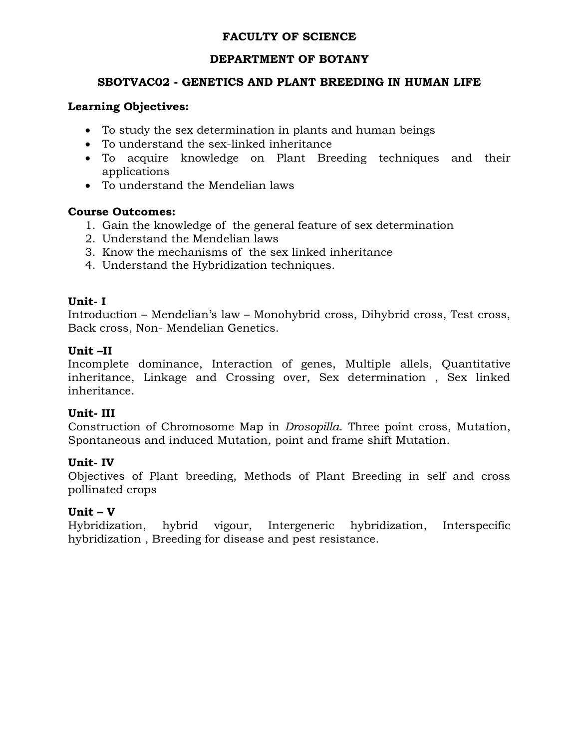# FACULTY OF SCIENCE

## DEPARTMENT OF BOTANY

## SBOTVAC02 - GENETICS AND PLANT BREEDING IN HUMAN LIFE

**Learning Objectives:**

- To study the sex determination in plants and human beings
- To understand the sex-linked inheritance
- To acquire knowledge on Plant Breeding techniques and their applications
- To understand the Mendelian laws

**Course Outcomes:**

1. Gain the knowledge of the general feature of sex determination
2. Understand the Mendelian laws
3. Know the mechanisms of the sex linked inheritance
4. Understand the Hybridization techniques.

**Unit- I**

Introduction – Mendelian's law – Monohybrid cross, Dihybrid cross, Test cross, Back cross, Non- Mendelian Genetics.

**Unit –II**

Incomplete dominance, Interaction of genes, Multiple allels, Quantitative inheritance, Linkage and Crossing over, Sex determination , Sex linked inheritance.

**Unit- III**

Construction of Chromosome Map in *Drosopilla*. Three point cross, Mutation, Spontaneous and induced Mutation, point and frame shift Mutation.

**Unit- IV**

Objectives of Plant breeding, Methods of Plant Breeding in self and cross pollinated crops

**Unit – V**

Hybridization, hybrid vigour, Intergeneric hybridization, Interspecific hybridization , Breeding for disease and pest resistance.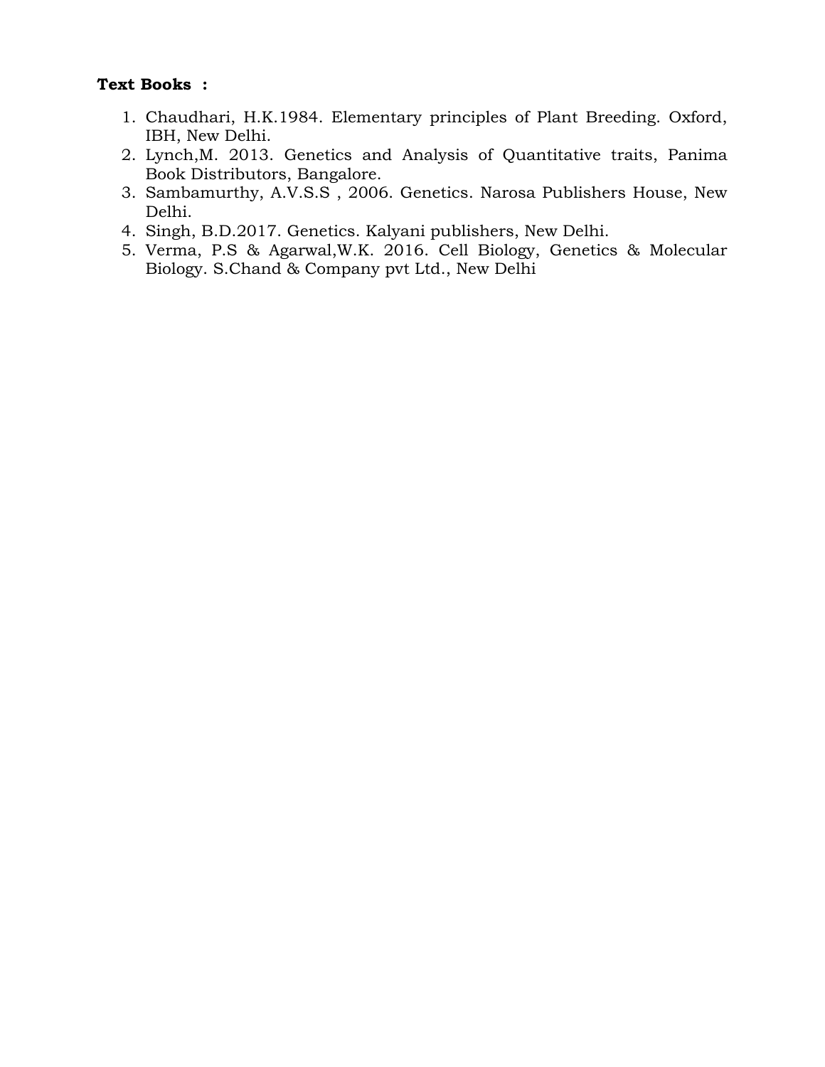**Text Books :**

1. Chaudhari, H.K.1984. Elementary principles of Plant Breeding. Oxford, IBH, New Delhi.
2. Lynch,M. 2013. Genetics and Analysis of Quantitative traits, Panima Book Distributors, Bangalore.
3. Sambamurthy, A.V.S.S , 2006. Genetics. Narosa Publishers House, New Delhi.
4. Singh, B.D.2017. Genetics. Kalyani publishers, New Delhi.
5. Verma, P.S & Agarwal,W.K. 2016. Cell Biology, Genetics & Molecular Biology. S.Chand & Company pvt Ltd., New Delhi